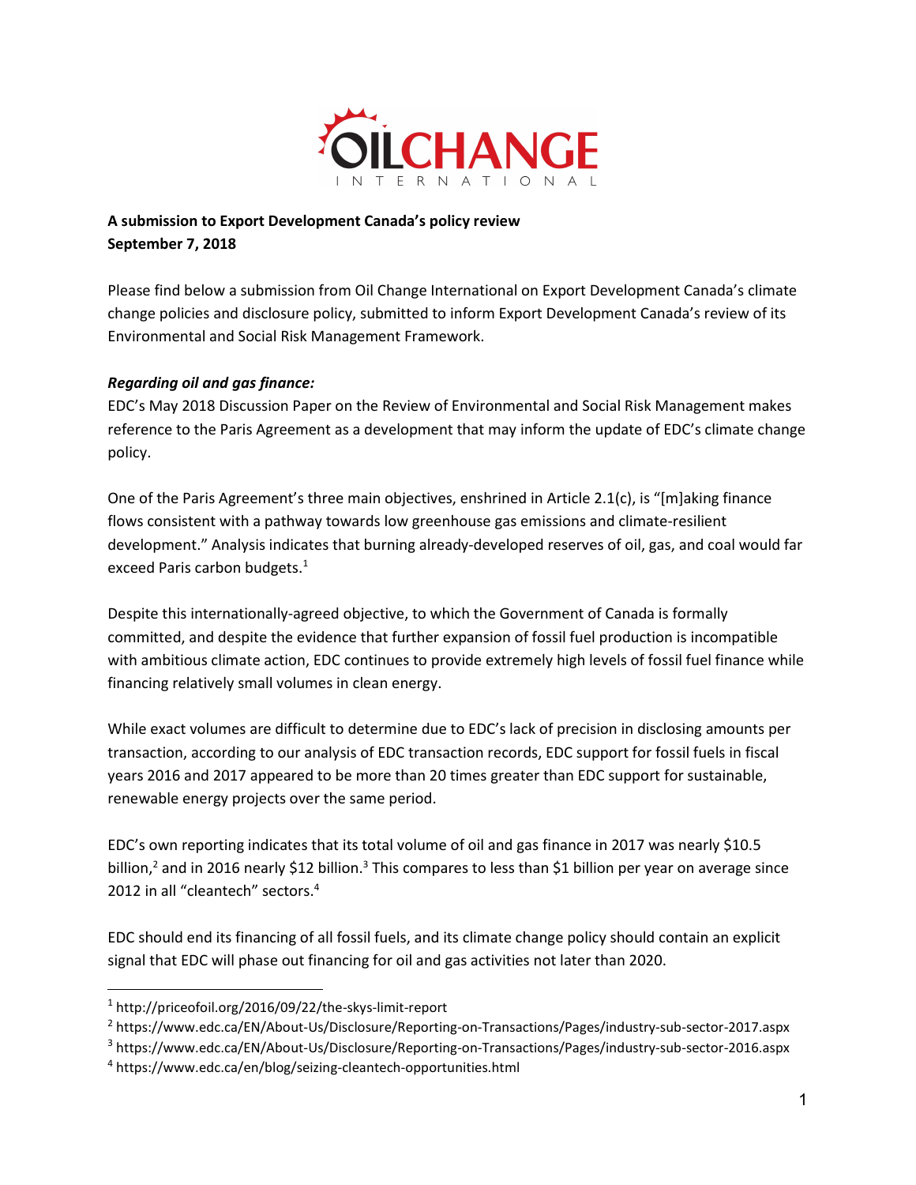OILCHANGE INTERNATIONAL

**A submission to Export Development Canada's policy review**
**September 7, 2018**

Please find below a submission from Oil Change International on Export Development Canada's climate change policies and disclosure policy, submitted to inform Export Development Canada's review of its Environmental and Social Risk Management Framework.

***Regarding oil and gas finance:***

EDC's May 2018 Discussion Paper on the Review of Environmental and Social Risk Management makes reference to the Paris Agreement as a development that may inform the update of EDC's climate change policy.

One of the Paris Agreement's three main objectives, enshrined in Article 2.1(c), is "[m]aking finance flows consistent with a pathway towards low greenhouse gas emissions and climate-resilient development." Analysis indicates that burning already-developed reserves of oil, gas, and coal would far exceed Paris carbon budgets.[1]

Despite this internationally-agreed objective, to which the Government of Canada is formally committed, and despite the evidence that further expansion of fossil fuel production is incompatible with ambitious climate action, EDC continues to provide extremely high levels of fossil fuel finance while financing relatively small volumes in clean energy.

While exact volumes are difficult to determine due to EDC's lack of precision in disclosing amounts per transaction, according to our analysis of EDC transaction records, EDC support for fossil fuels in fiscal years 2016 and 2017 appeared to be more than 20 times greater than EDC support for sustainable, renewable energy projects over the same period.

EDC's own reporting indicates that its total volume of oil and gas finance in 2017 was nearly $10.5 billion,[2] and in 2016 nearly $12 billion.[3] This compares to less than $1 billion per year on average since 2012 in all "cleantech" sectors.[4]

EDC should end its financing of all fossil fuels, and its climate change policy should contain an explicit signal that EDC will phase out financing for oil and gas activities not later than 2020.

---

[1] http://priceofoil.org/2016/09/22/the-skys-limit-report

[2] https://www.edc.ca/EN/About-Us/Disclosure/Reporting-on-Transactions/Pages/industry-sub-sector-2017.aspx

[3] https://www.edc.ca/EN/About-Us/Disclosure/Reporting-on-Transactions/Pages/industry-sub-sector-2016.aspx

[4] https://www.edc.ca/en/blog/seizing-cleantech-opportunities.html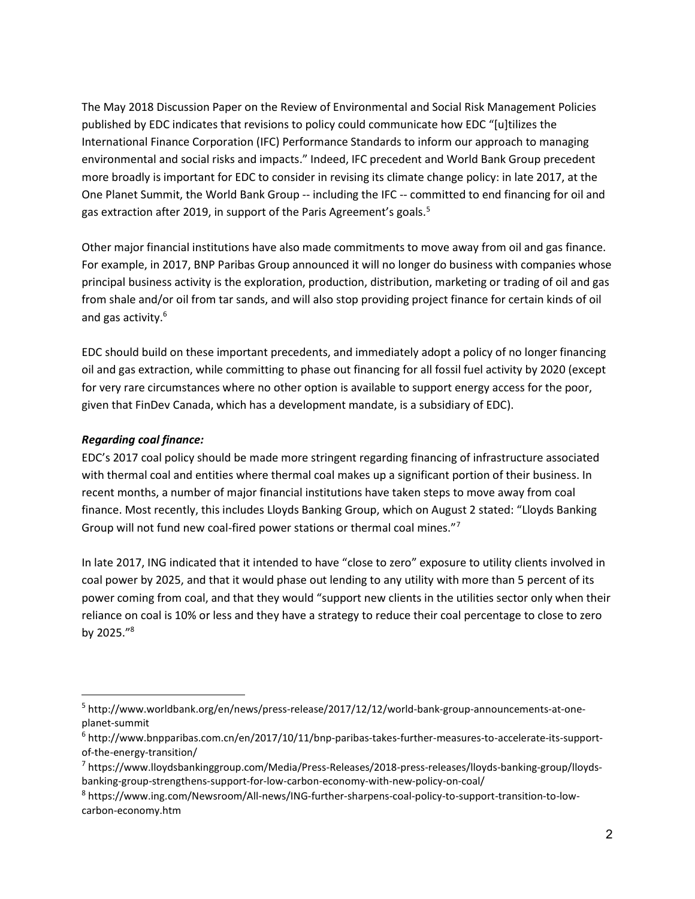The May 2018 Discussion Paper on the Review of Environmental and Social Risk Management Policies published by EDC indicates that revisions to policy could communicate how EDC "[u]tilizes the International Finance Corporation (IFC) Performance Standards to inform our approach to managing environmental and social risks and impacts." Indeed, IFC precedent and World Bank Group precedent more broadly is important for EDC to consider in revising its climate change policy: in late 2017, at the One Planet Summit, the World Bank Group -- including the IFC -- committed to end financing for oil and gas extraction after 2019, in support of the Paris Agreement's goals.[5]

Other major financial institutions have also made commitments to move away from oil and gas finance. For example, in 2017, BNP Paribas Group announced it will no longer do business with companies whose principal business activity is the exploration, production, distribution, marketing or trading of oil and gas from shale and/or oil from tar sands, and will also stop providing project finance for certain kinds of oil and gas activity.[6]

EDC should build on these important precedents, and immediately adopt a policy of no longer financing oil and gas extraction, while committing to phase out financing for all fossil fuel activity by 2020 (except for very rare circumstances where no other option is available to support energy access for the poor, given that FinDev Canada, which has a development mandate, is a subsidiary of EDC).

***Regarding coal finance:***

EDC's 2017 coal policy should be made more stringent regarding financing of infrastructure associated with thermal coal and entities where thermal coal makes up a significant portion of their business. In recent months, a number of major financial institutions have taken steps to move away from coal finance. Most recently, this includes Lloyds Banking Group, which on August 2 stated: "Lloyds Banking Group will not fund new coal-fired power stations or thermal coal mines."[7]

In late 2017, ING indicated that it intended to have "close to zero" exposure to utility clients involved in coal power by 2025, and that it would phase out lending to any utility with more than 5 percent of its power coming from coal, and that they would "support new clients in the utilities sector only when their reliance on coal is 10% or less and they have a strategy to reduce their coal percentage to close to zero by 2025."[8]

---

[5] http://www.worldbank.org/en/news/press-release/2017/12/12/world-bank-group-announcements-at-one-planet-summit

[6] http://www.bnpparibas.com.cn/en/2017/10/11/bnp-paribas-takes-further-measures-to-accelerate-its-support-of-the-energy-transition/

[7] https://www.lloydsbankinggroup.com/Media/Press-Releases/2018-press-releases/lloyds-banking-group/lloyds-banking-group-strengthens-support-for-low-carbon-economy-with-new-policy-on-coal/

[8] https://www.ing.com/Newsroom/All-news/ING-further-sharpens-coal-policy-to-support-transition-to-low-carbon-economy.htm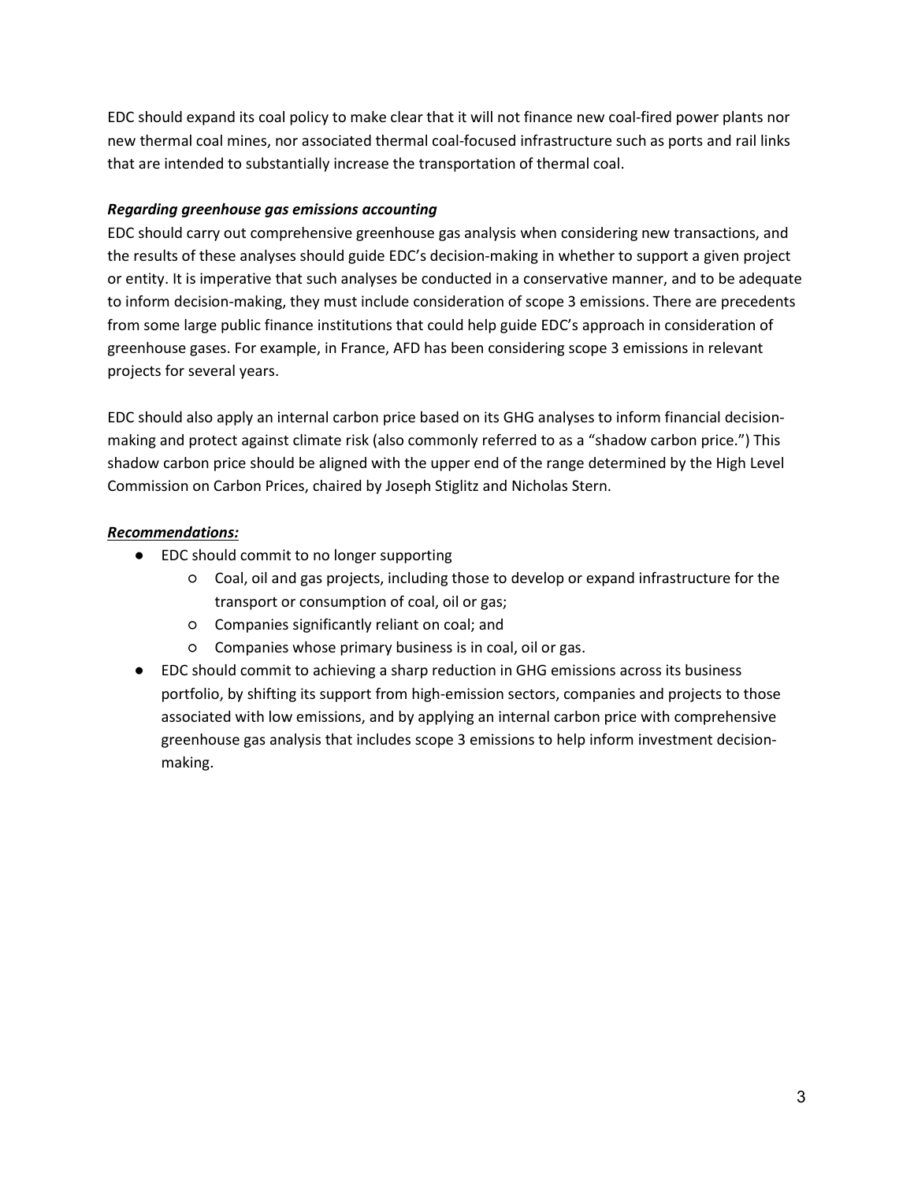EDC should expand its coal policy to make clear that it will not finance new coal-fired power plants nor new thermal coal mines, nor associated thermal coal-focused infrastructure such as ports and rail links that are intended to substantially increase the transportation of thermal coal.

***Regarding greenhouse gas emissions accounting***

EDC should carry out comprehensive greenhouse gas analysis when considering new transactions, and the results of these analyses should guide EDC's decision-making in whether to support a given project or entity. It is imperative that such analyses be conducted in a conservative manner, and to be adequate to inform decision-making, they must include consideration of scope 3 emissions. There are precedents from some large public finance institutions that could help guide EDC's approach in consideration of greenhouse gases. For example, in France, AFD has been considering scope 3 emissions in relevant projects for several years.

EDC should also apply an internal carbon price based on its GHG analyses to inform financial decision-making and protect against climate risk (also commonly referred to as a "shadow carbon price.") This shadow carbon price should be aligned with the upper end of the range determined by the High Level Commission on Carbon Prices, chaired by Joseph Stiglitz and Nicholas Stern.

***Recommendations:***

- EDC should commit to no longer supporting
  - Coal, oil and gas projects, including those to develop or expand infrastructure for the transport or consumption of coal, oil or gas;
  - Companies significantly reliant on coal; and
  - Companies whose primary business is in coal, oil or gas.
- EDC should commit to achieving a sharp reduction in GHG emissions across its business portfolio, by shifting its support from high-emission sectors, companies and projects to those associated with low emissions, and by applying an internal carbon price with comprehensive greenhouse gas analysis that includes scope 3 emissions to help inform investment decision-making.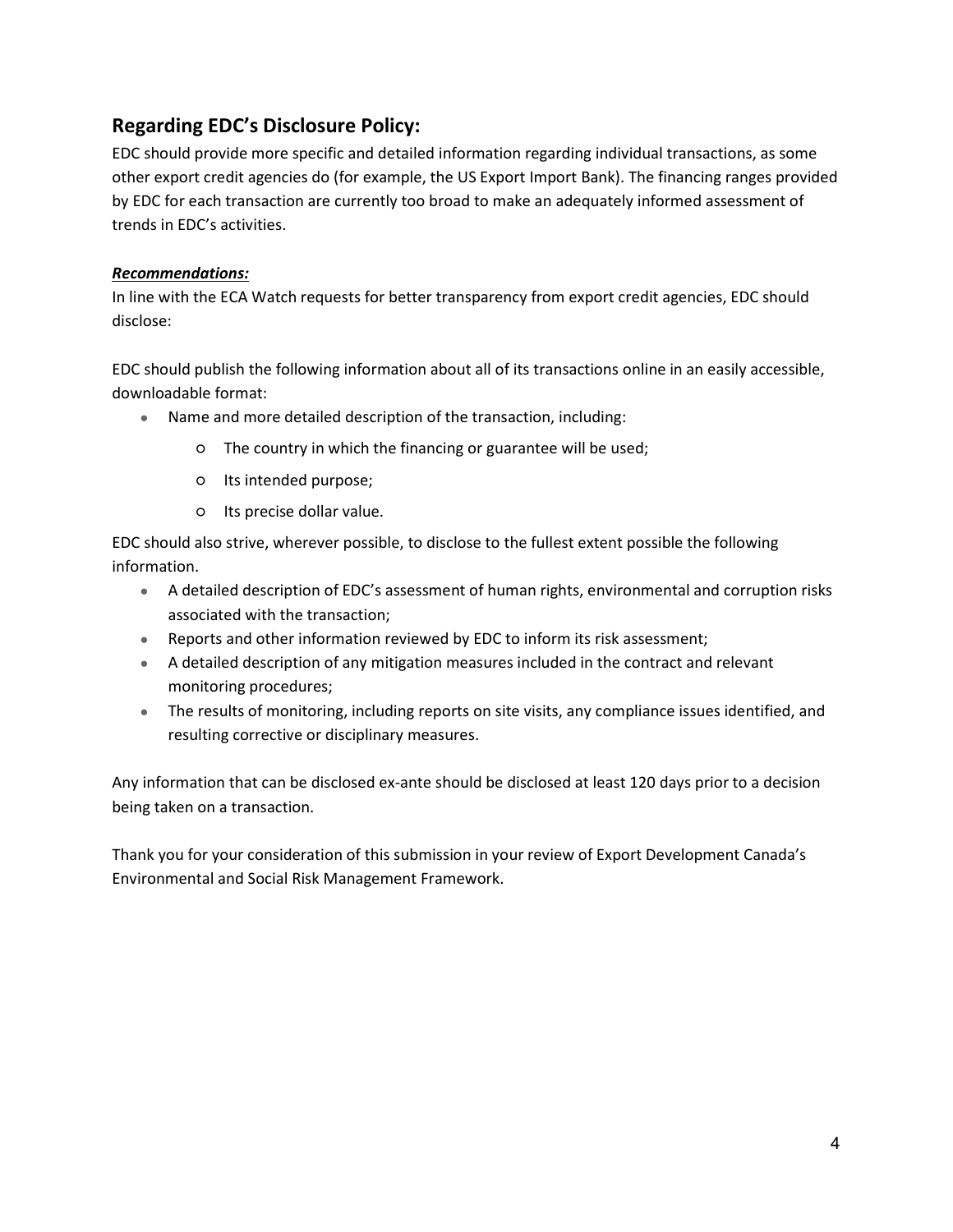## Regarding EDC's Disclosure Policy:

EDC should provide more specific and detailed information regarding individual transactions, as some other export credit agencies do (for example, the US Export Import Bank). The financing ranges provided by EDC for each transaction are currently too broad to make an adequately informed assessment of trends in EDC's activities.

***Recommendations:***

In line with the ECA Watch requests for better transparency from export credit agencies, EDC should disclose:

EDC should publish the following information about all of its transactions online in an easily accessible, downloadable format:

- Name and more detailed description of the transaction, including:
    - The country in which the financing or guarantee will be used;
    - Its intended purpose;
    - Its precise dollar value.

EDC should also strive, wherever possible, to disclose to the fullest extent possible the following information.

- A detailed description of EDC's assessment of human rights, environmental and corruption risks associated with the transaction;
- Reports and other information reviewed by EDC to inform its risk assessment;
- A detailed description of any mitigation measures included in the contract and relevant monitoring procedures;
- The results of monitoring, including reports on site visits, any compliance issues identified, and resulting corrective or disciplinary measures.

Any information that can be disclosed ex-ante should be disclosed at least 120 days prior to a decision being taken on a transaction.

Thank you for your consideration of this submission in your review of Export Development Canada's Environmental and Social Risk Management Framework.